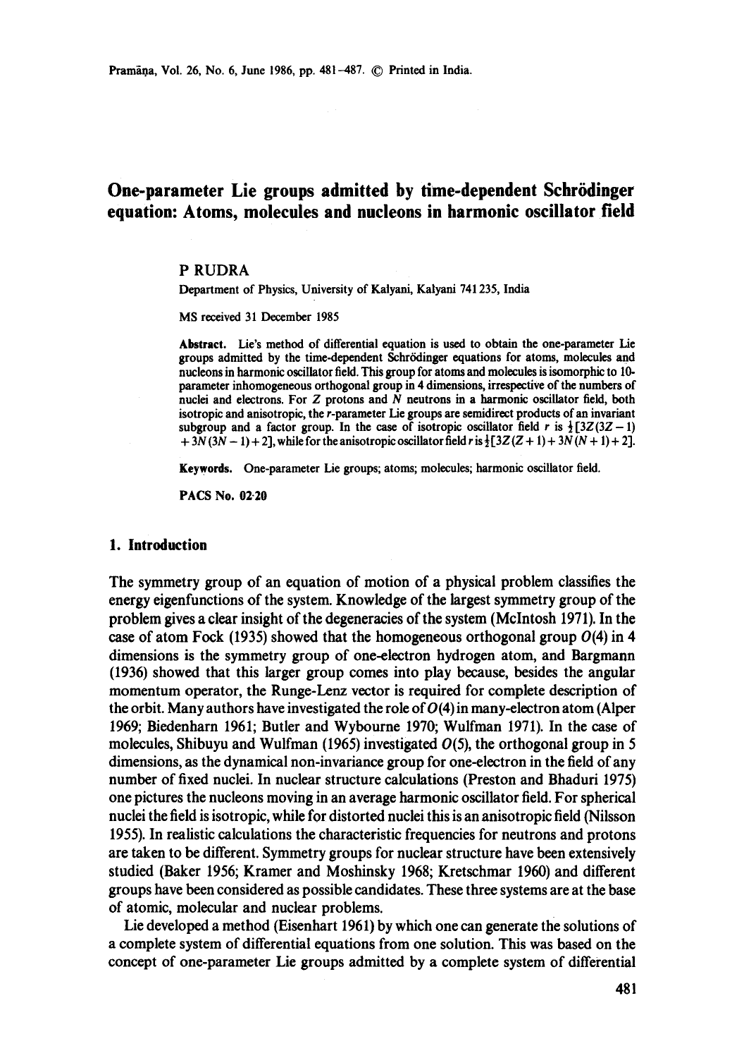# One-parameter Lie groups admitted by time-dependent Schrödinger equation: Atoms, molecules and nucleons in harmonic oscillator field

P RUDRA

Department of Physics, University of Kalyani, Kalyani 741 235, India

MS received 31 December 1985

**Abstract.** Lie's method of differential equation is used to obtain the one-parameter Lie groups admitted by the time-dependent Schrödinger equations for atoms, molecules and nucleons in harmonic oscillator field. This group for atoms and molecules is isomorphic to 10-parameter inhomogeneous orthogonal group in 4 dimensions, irrespective of the numbers of nuclei and electrons. For $Z$ protons and $N$ neutrons in a harmonic oscillator field, both isotropic and anisotropic, the $r$-parameter Lie groups are semidirect products of an invariant subgroup and a factor group. In the case of isotropic oscillator field $r$ is $\frac{1}{2}[3Z(3Z-1) + 3N(3N-1)+2]$, while for the anisotropic oscillator field $r$ is $\frac{1}{2}[3Z(Z+1)+3N(N+1)+2]$.

**Keywords.** One-parameter Lie groups; atoms; molecules; harmonic oscillator field.

**PACS No.** 02·20

## 1. Introduction

The symmetry group of an equation of motion of a physical problem classifies the energy eigenfunctions of the system. Knowledge of the largest symmetry group of the problem gives a clear insight of the degeneracies of the system (McIntosh 1971). In the case of atom Fock (1935) showed that the homogeneous orthogonal group $O(4)$ in 4 dimensions is the symmetry group of one-electron hydrogen atom, and Bargmann (1936) showed that this larger group comes into play because, besides the angular momentum operator, the Runge-Lenz vector is required for complete description of the orbit. Many authors have investigated the role of $O(4)$ in many-electron atom (Alper 1969; Biedenharn 1961; Butler and Wybourne 1970; Wulfman 1971). In the case of molecules, Shibuyu and Wulfman (1965) investigated $O(5)$, the orthogonal group in 5 dimensions, as the dynamical non-invariance group for one-electron in the field of any number of fixed nuclei. In nuclear structure calculations (Preston and Bhaduri 1975) one pictures the nucleons moving in an average harmonic oscillator field. For spherical nuclei the field is isotropic, while for distorted nuclei this is an anisotropic field (Nilsson 1955). In realistic calculations the characteristic frequencies for neutrons and protons are taken to be different. Symmetry groups for nuclear structure have been extensively studied (Baker 1956; Kramer and Moshinsky 1968; Kretschmar 1960) and different groups have been considered as possible candidates. These three systems are at the base of atomic, molecular and nuclear problems.

Lie developed a method (Eisenhart 1961) by which one can generate the solutions of a complete system of differential equations from one solution. This was based on the concept of one-parameter Lie groups admitted by a complete system of differential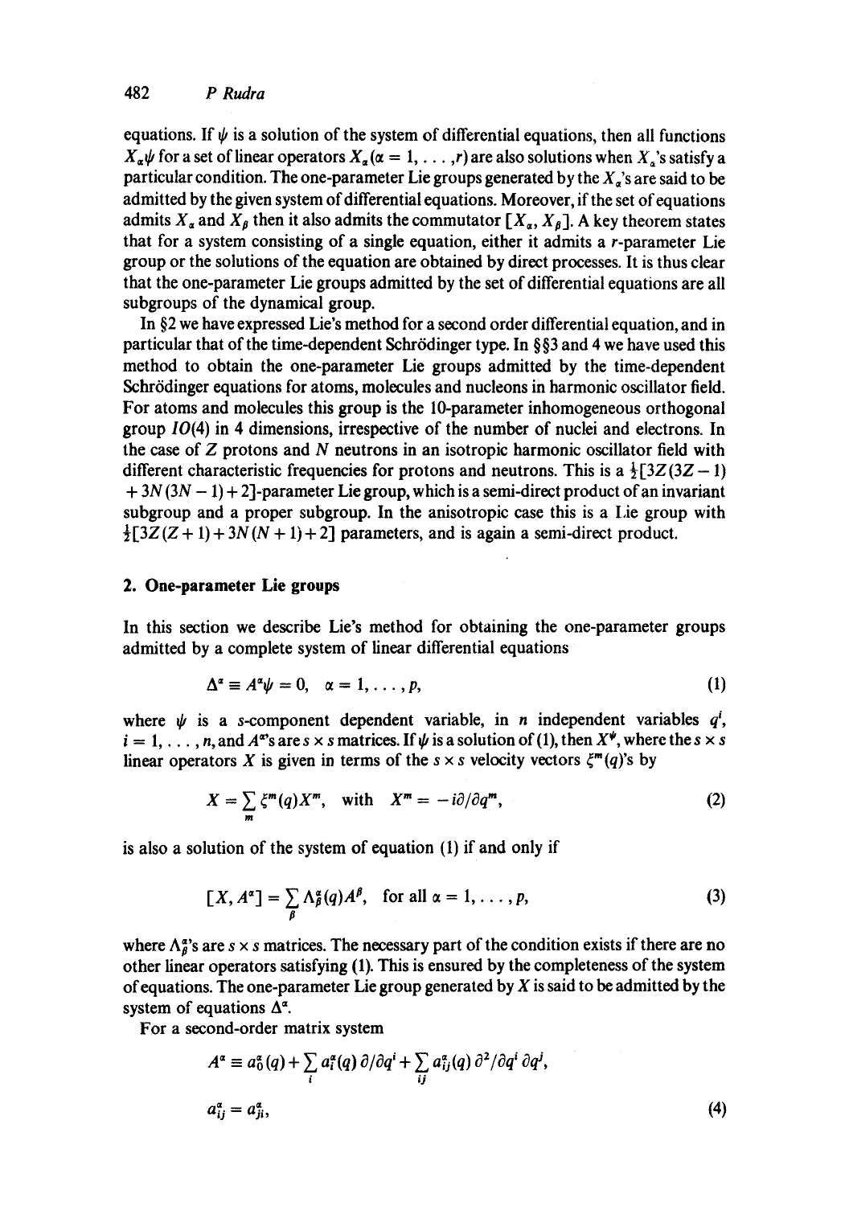equations. If $\psi$ is a solution of the system of differential equations, then all functions $X_\alpha \psi$ for a set of linear operators $X_\alpha$ ($\alpha = 1, \ldots, r$) are also solutions when $X_\alpha$'s satisfy a particular condition. The one-parameter Lie groups generated by the $X_\alpha$'s are said to be admitted by the given system of differential equations. Moreover, if the set of equations admits $X_\alpha$ and $X_\beta$ then it also admits the commutator $[X_\alpha, X_\beta]$. A key theorem states that for a system consisting of a single equation, either it admits a $r$-parameter Lie group or the solutions of the equation are obtained by direct processes. It is thus clear that the one-parameter Lie groups admitted by the set of differential equations are all subgroups of the dynamical group.

In §2 we have expressed Lie's method for a second order differential equation, and in particular that of the time-dependent Schrödinger type. In §§3 and 4 we have used this method to obtain the one-parameter Lie groups admitted by the time-dependent Schrödinger equations for atoms, molecules and nucleons in harmonic oscillator field. For atoms and molecules this group is the 10-parameter inhomogeneous orthogonal group $IO(4)$ in 4 dimensions, irrespective of the number of nuclei and electrons. In the case of $Z$ protons and $N$ neutrons in an isotropic harmonic oscillator field with different characteristic frequencies for protons and neutrons. This is a $\frac{1}{2}[3Z(3Z-1) + 3N(3N-1) + 2]$-parameter Lie group, which is a semi-direct product of an invariant subgroup and a proper subgroup. In the anisotropic case this is a Lie group with $\frac{1}{2}[3Z(Z+1) + 3N(N+1) + 2]$ parameters, and is again a semi-direct product.

## 2. One-parameter Lie groups

In this section we describe Lie's method for obtaining the one-parameter groups admitted by a complete system of linear differential equations

$$\Delta^\alpha \equiv A^\alpha \psi = 0, \quad \alpha = 1, \ldots, p, \tag{1}$$

where $\psi$ is a $s$-component dependent variable, in $n$ independent variables $q^i$, $i = 1, \ldots, n$, and $A^\alpha$'s are $s \times s$ matrices. If $\psi$ is a solution of (1), then $X^\psi$, where the $s \times s$ linear operators $X$ is given in terms of the $s \times s$ velocity vectors $\xi^m(q)$'s by

$$X = \sum_m \xi^m(q) X^m, \quad \text{with} \quad X^m = -i\partial/\partial q^m, \tag{2}$$

is also a solution of the system of equation (1) if and only if

$$[X, A^\alpha] = \sum_\beta \Lambda^\alpha_\beta(q) A^\beta, \quad \text{for all } \alpha = 1, \ldots, p, \tag{3}$$

where $\Lambda^\alpha_\beta$'s are $s \times s$ matrices. The necessary part of the condition exists if there are no other linear operators satisfying (1). This is ensured by the completeness of the system of equations. The one-parameter Lie group generated by $X$ is said to be admitted by the system of equations $\Delta^\alpha$.

For a second-order matrix system

$$A^\alpha \equiv a^\alpha_0(q) + \sum_i a^\alpha_i(q)\,\partial/\partial q^i + \sum_{ij} a^\alpha_{ij}(q)\,\partial^2/\partial q^i\,\partial q^j,$$

$$a^\alpha_{ij} = a^\alpha_{ji}, \tag{4}$$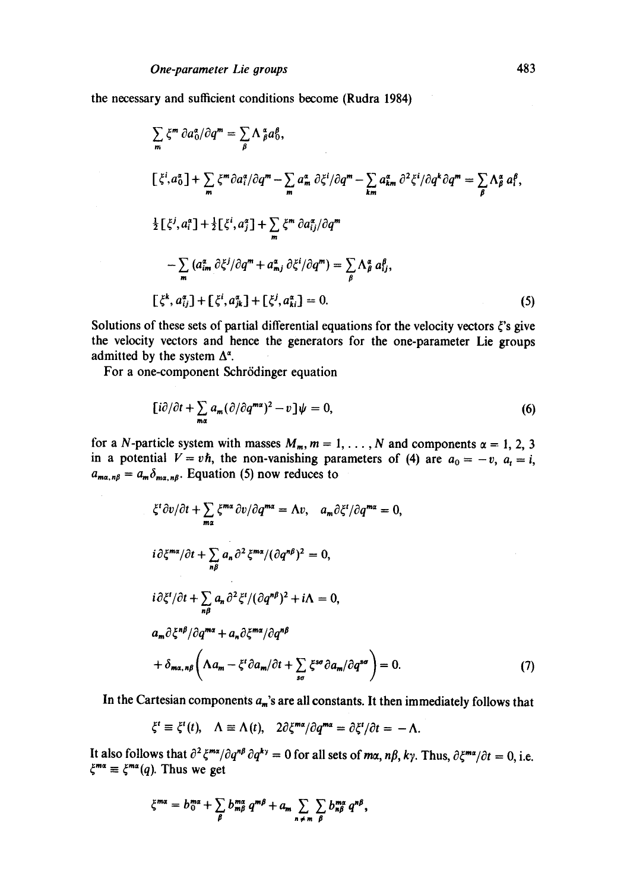the necessary and sufficient conditions become (Rudra 1984)

$$
\begin{aligned}
&\sum_m \xi^m \, \partial a_0^\alpha/\partial q^m = \sum_\beta \Lambda^\alpha_\beta a_0^\beta, \\
&[\xi^i, a_0^\alpha] + \sum_m \xi^m \partial a_i^\alpha/\partial q^m - \sum_m a_m^\alpha \, \partial \xi^i/\partial q^m - \sum_{km} a_{km}^\alpha \, \partial^2 \xi^i/\partial q^k \partial q^m = \sum_\beta \Lambda^\alpha_\beta \, a_i^\beta, \\
&\tfrac{1}{2}[\xi^j, a_i^\alpha] + \tfrac{1}{2}[\xi^i, a_j^\alpha] + \sum_m \xi^m \, \partial a_{ij}^\alpha/\partial q^m \\
&\quad - \sum_m (a_{im}^\alpha \, \partial \xi^j/\partial q^m + a_{mj}^\alpha \, \partial \xi^i/\partial q^m) = \sum_\beta \Lambda^\alpha_\beta \, a_{ij}^\beta, \\
&[\xi^k, a_{ij}^\alpha] + [\xi^i, a_{jk}^\alpha] + [\xi^j, a_{ki}^\alpha] = 0.
\end{aligned}
\tag{5}
$$

Solutions of these sets of partial differential equations for the velocity vectors $\xi$'s give the velocity vectors and hence the generators for the one-parameter Lie groups admitted by the system $\Delta^\alpha$.

For a one-component Schrödinger equation

$$
\Big[i\partial/\partial t + \sum_{m\alpha} a_m (\partial/\partial q^{m\alpha})^2 - v\Big]\psi = 0, \tag{6}
$$

for a $N$-particle system with masses $M_m$, $m = 1, \ldots, N$ and components $\alpha = 1, 2, 3$ in a potential $V = v\hbar$, the non-vanishing parameters of (4) are $a_0 = -v$, $a_t = i$, $a_{m\alpha, n\beta} = a_m \delta_{m\alpha, n\beta}$. Equation (5) now reduces to

$$
\begin{aligned}
&\xi^t \partial v/\partial t + \sum_{m\alpha} \xi^{m\alpha} \, \partial v/\partial q^{m\alpha} = \Lambda v, \quad a_m \partial \xi^t/\partial q^{m\alpha} = 0, \\
&i\partial \xi^{m\alpha}/\partial t + \sum_{n\beta} a_n \partial^2 \xi^{m\alpha}/(\partial q^{n\beta})^2 = 0, \\
&i\partial \xi^t/\partial t + \sum_{n\beta} a_n \partial^2 \xi^t/(\partial q^{n\beta})^2 + i\Lambda = 0, \\
&a_m \partial \xi^{n\beta}/\partial q^{m\alpha} + a_n \partial \xi^{m\alpha}/\partial q^{n\beta} \\
&\quad + \delta_{m\alpha, n\beta}\Big(\Lambda a_m - \xi^t \partial a_m/\partial t + \sum_{s\sigma} \xi^{s\sigma} \partial a_m/\partial q^{s\sigma}\Big) = 0.
\end{aligned}
\tag{7}
$$

In the Cartesian components $a_m$'s are all constants. It then immediately follows that

$$
\xi^t \equiv \xi^t(t), \quad \Lambda \equiv \Lambda(t), \quad 2\partial \xi^{m\alpha}/\partial q^{m\alpha} = \partial \xi^t/\partial t = -\Lambda.
$$

It also follows that $\partial^2 \xi^{m\alpha}/\partial q^{n\beta} \partial q^{k\gamma} = 0$ for all sets of $m\alpha$, $n\beta$, $k\gamma$. Thus, $\partial \xi^{m\alpha}/\partial t = 0$, i.e. $\xi^{m\alpha} \equiv \xi^{m\alpha}(q)$. Thus we get

$$
\xi^{m\alpha} = b_0^{m\alpha} + \sum_\beta b_{m\beta}^{m\alpha} q^{m\beta} + a_m \sum_{n \neq m} \sum_\beta b_{n\beta}^{m\alpha} q^{n\beta},
$$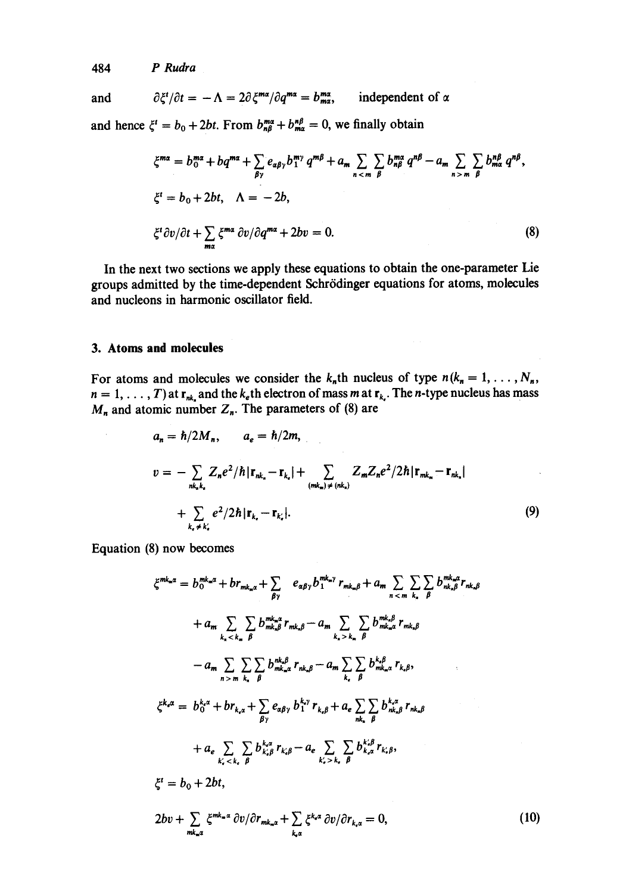and $\qquad \partial \xi^t/\partial t = -\Lambda = 2\partial \xi^{m\alpha}/\partial q^{m\alpha} = b^{m\alpha}_{m\alpha}, \qquad$ independent of $\alpha$

and hence $\xi^t = b_0 + 2bt$. From $b^{m\alpha}_{n\beta} + b^{n\beta}_{m\alpha} = 0$, we finally obtain

$$\xi^{m\alpha} = b_0^{m\alpha} + bq^{m\alpha} + \sum_{\beta\gamma} e_{\alpha\beta\gamma} b_1^{m\gamma} q^{m\beta} + a_m \sum_{n<m} \sum_{\beta} b^{m\alpha}_{n\beta} q^{n\beta} - a_m \sum_{n>m} \sum_{\beta} b^{n\beta}_{m\alpha} q^{n\beta},$$

$$\xi^t = b_0 + 2bt, \quad \Lambda = -2b,$$

$$\xi^t \partial v/\partial t + \sum_{m\alpha} \xi^{m\alpha} \partial v/\partial q^{m\alpha} + 2bv = 0. \tag{8}$$

In the next two sections we apply these equations to obtain the one-parameter Lie groups admitted by the time-dependent Schrödinger equations for atoms, molecules and nucleons in harmonic oscillator field.

## 3. Atoms and molecules

For atoms and molecules we consider the $k_n$th nucleus of type $n (k_n = 1, \ldots, N_n, n = 1, \ldots, T)$ at $\mathbf{r}_{nk_n}$ and the $k_e$th electron of mass $m$ at $\mathbf{r}_{k_e}$. The $n$-type nucleus has mass $M_n$ and atomic number $Z_n$. The parameters of (8) are

$$a_n = \hbar/2M_n, \qquad a_e = \hbar/2m,$$

$$v = -\sum_{nk_n k_e} Z_n e^2/\hbar |\mathbf{r}_{nk_n} - \mathbf{r}_{k_e}| + \sum_{(mk_m) \neq (nk_n)} Z_m Z_n e^2/2\hbar |\mathbf{r}_{mk_m} - \mathbf{r}_{nk_n}|$$

$$+ \sum_{k_e \neq k'_e} e^2/2\hbar |\mathbf{r}_{k_e} - \mathbf{r}_{k'_e}|. \tag{9}$$

Equation (8) now becomes

$$\xi^{mk_m\alpha} = b_0^{mk_m\alpha} + br_{mk_m\alpha} + \sum_{\beta\gamma} e_{\alpha\beta\gamma} b_1^{mk_m\gamma} r_{mk_m\beta} + a_m \sum_{n<m} \sum_{k_n} \sum_{\beta} b^{mk_m\alpha}_{nk_n\beta} r_{nk_n\beta}$$

$$+ a_m \sum_{k_n<k_m} \sum_{\beta} b^{mk_m\alpha}_{mk_n\beta} r_{mk_n\beta} - a_m \sum_{k_n>k_m} \sum_{\beta} b^{mk_n\beta}_{mk_m\alpha} r_{mk_n\beta}$$

$$- a_m \sum_{n>m} \sum_{k_n} \sum_{\beta} b^{nk_n\beta}_{mk_m\alpha} r_{nk_n\beta} - a_m \sum_{k_e} \sum_{\beta} b^{k_e\beta}_{mk_m\alpha} r_{k_e\beta},$$

$$\xi^{k_e\alpha} = b_0^{k_e\alpha} + br_{k_e\alpha} + \sum_{\beta\gamma} e_{\alpha\beta\gamma} b_1^{k_e\gamma} r_{k_e\beta} + a_e \sum_{nk_n} \sum_{\beta} b^{k_e\alpha}_{nk_n\beta} r_{nk_n\beta}$$

$$+ a_e \sum_{k'_e<k_e} \sum_{\beta} b^{k_e\alpha}_{k'_e\beta} r_{k'_e\beta} - a_e \sum_{k'_e>k_e} \sum_{\beta} b^{k'_e\beta}_{k_e\alpha} r_{k'_e\beta},$$

$$\xi^t = b_0 + 2bt,$$

$$2bv + \sum_{mk_m\alpha} \xi^{mk_m\alpha} \partial v/\partial r_{mk_m\alpha} + \sum_{k_e\alpha} \xi^{k_e\alpha} \partial v/\partial r_{k_e\alpha} = 0, \tag{10}$$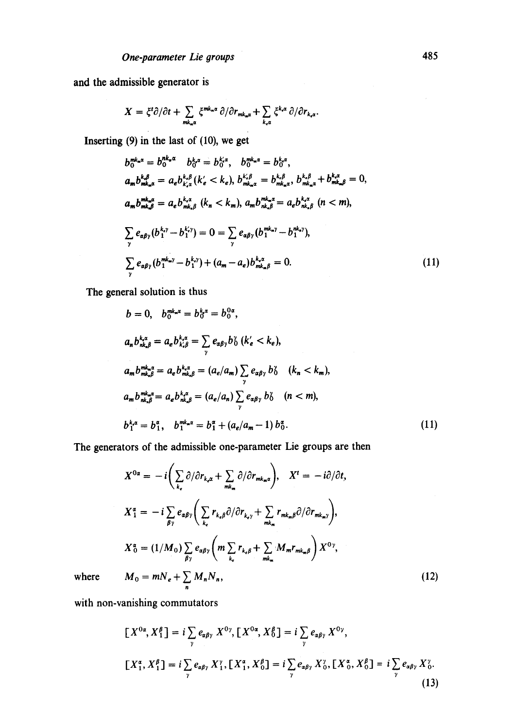and the admissible generator is

$$X = \xi^t \partial/\partial t + \sum_{mk_m\alpha} \xi^{mk_m\alpha} \partial/\partial r_{mk_m\alpha} + \sum_{k_e\alpha} \xi^{k_e\alpha} \partial/\partial r_{k_e\alpha}.$$

Inserting (9) in the last of (10), we get

$$b_0^{mk_m\alpha} = b_0^{nk_n\alpha} \quad b_0^{k_e\alpha} = b_0^{k'_e\alpha}, \quad b_0^{mk_m\alpha} = b_0^{k_e\alpha},$$

$$a_m b^{k_e\beta}_{mk_m\alpha} = a_e b^{k_e\beta}_{k'_e\alpha} (k'_e < k_e), \; b^{k'_e\beta}_{mk_m\alpha} = b^{k_e\beta}_{mk_m\alpha}, \; b^{k_e\beta}_{mk_m\alpha} + b^{k_e\alpha}_{mk_m\beta} = 0,$$

$$a_m b^{mk_m\alpha}_{mk'_m\beta} = a_e b^{k_e\alpha}_{mk_n\beta} \; (k_n < k_m), \; a_m b^{mk_m\alpha}_{nk_n\beta} = a_e b^{k_e\alpha}_{nk_n\beta} \; (n < m),$$

$$\sum_\gamma e_{\alpha\beta\gamma} (b_1^{k_e\gamma} - b_1^{k'_e\gamma}) = 0 = \sum_\gamma e_{\alpha\beta\gamma} (b_1^{mk_m\gamma} - b_1^{nk_n\gamma}),$$

$$\sum_\gamma e_{\alpha\beta\gamma} (b_1^{mk_m\gamma} - b_1^{k_e\gamma}) + (a_m - a_e) b^{k_e\alpha}_{mk_m\beta} = 0. \tag{11}$$

The general solution is thus

$$b = 0, \quad b_0^{mk_m\alpha} = b_0^{k_e\alpha} = b_0^{0\alpha},$$

$$a_n b^{k_e\alpha}_{nk_n\beta} = a_e b^{k_e\alpha}_{k_e\beta} = \sum_\gamma e_{\alpha\beta\gamma} b_0^\gamma \; (k'_e < k_e),$$

$$a_m b^{mk_m\alpha}_{mk_n\beta} = a_e b^{k_e\alpha}_{mk_n\beta} = (a_e/a_m) \sum_\gamma e_{\alpha\beta\gamma} b_0^\gamma \quad (k_n < k_m),$$

$$a_m b^{mk_m\alpha}_{nk_n\beta} = a_e b^{k_e\alpha}_{nk_n\beta} = (a_e/a_n) \sum_\gamma e_{\alpha\beta\gamma} b_0^\gamma \quad (n < m),$$

$$b_1^{k_e\alpha} = b_1^\alpha, \quad b_1^{mk_m\alpha} = b_1^\alpha + (a_e/a_m - 1) b_0^\alpha. \tag{11}$$

The generators of the admissible one-parameter Lie groups are then

$$X^{0\alpha} = -i\left(\sum_{k_e} \partial/\partial r_{k_e\alpha} + \sum_{mk_m} \partial/\partial r_{mk_m\alpha}\right), \quad X^t = -i\partial/\partial t,$$

$$X_1^\alpha = -i \sum_{\beta\gamma} e_{\alpha\beta\gamma} \left(\sum_{k_e} r_{k_e\beta} \partial/\partial r_{k_e\gamma} + \sum_{mk_m} r_{mk_m\beta} \partial/\partial r_{mk_m\gamma}\right),$$

$$X_0^\alpha = (1/M_0) \sum_{\beta\gamma} e_{\alpha\beta\gamma} \left(m \sum_{k_e} r_{k_e\beta} + \sum_{mk_m} M_m r_{mk_m\beta}\right) X^{0\gamma},$$

where $$M_0 = mN_e + \sum_n M_n N_n, \tag{12}$$

with non-vanishing commutators

$$[X^{0\alpha}, X_1^\beta] = i \sum_\gamma e_{\alpha\beta\gamma} X^{0\gamma}, \; [X^{0\alpha}, X_0^\beta] = i \sum_\gamma e_{\alpha\beta\gamma} X^{0\gamma},$$

$$[X_1^\alpha, X_1^\beta] = i \sum_\gamma e_{\alpha\beta\gamma} X_1^\gamma, \; [X_1^\alpha, X_0^\beta] = i \sum_\gamma e_{\alpha\beta\gamma} X_0^\gamma, \; [X_0^\alpha, X_0^\beta] = i \sum_\gamma e_{\alpha\beta\gamma} X_0^\gamma. \tag{13}$$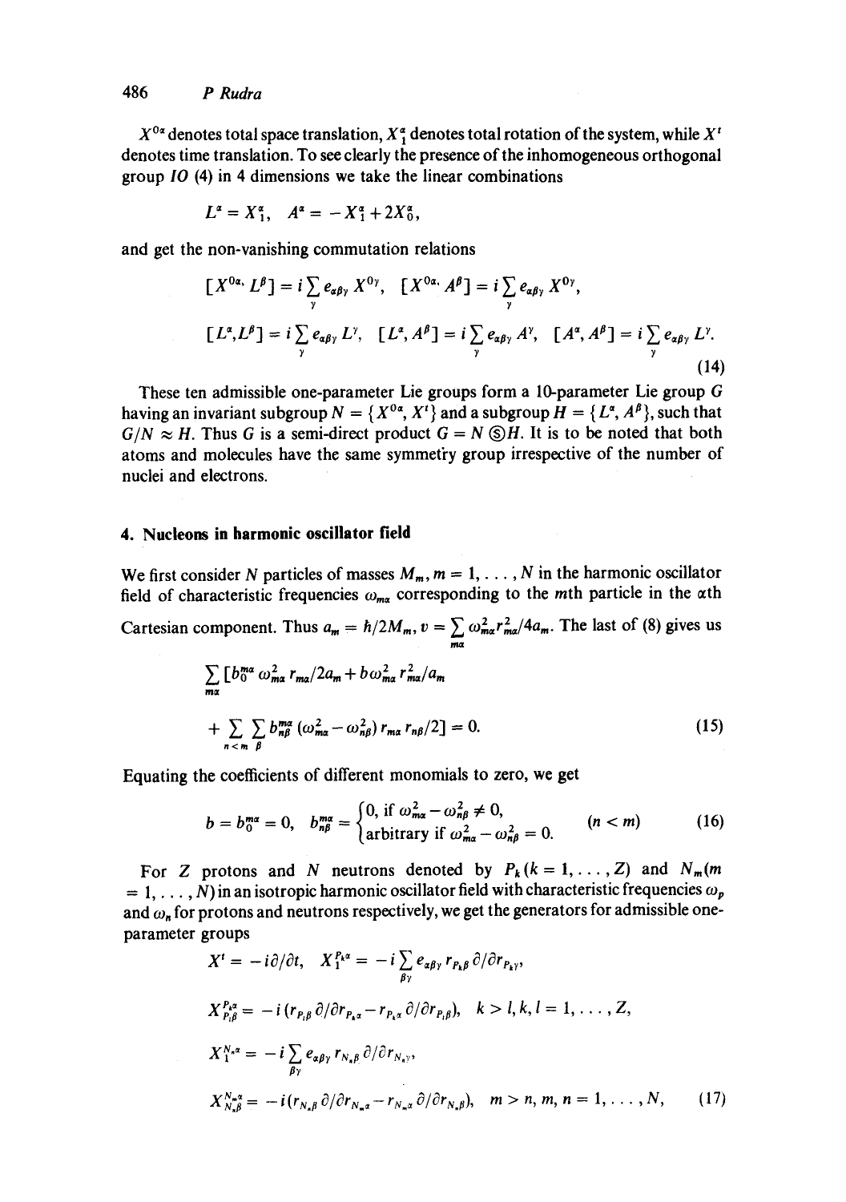$X^{0\alpha}$ denotes total space translation, $X_1^\alpha$ denotes total rotation of the system, while $X^t$ denotes time translation. To see clearly the presence of the inhomogeneous orthogonal group $IO$ (4) in 4 dimensions we take the linear combinations

$$L^\alpha = X_1^\alpha, \quad A^\alpha = -X_1^\alpha + 2X_0^\alpha,$$

and get the non-vanishing commutation relations

$$[X^{0\alpha}, L^\beta] = i\sum_\gamma e_{\alpha\beta\gamma} X^{0\gamma}, \quad [X^{0\alpha}, A^\beta] = i\sum_\gamma e_{\alpha\beta\gamma} X^{0\gamma},$$

$$[L^\alpha, L^\beta] = i\sum_\gamma e_{\alpha\beta\gamma} L^\gamma, \quad [L^\alpha, A^\beta] = i\sum_\gamma e_{\alpha\beta\gamma} A^\gamma, \quad [A^\alpha, A^\beta] = i\sum_\gamma e_{\alpha\beta\gamma} L^\gamma. \tag{14}$$

These ten admissible one-parameter Lie groups form a 10-parameter Lie group $G$ having an invariant subgroup $N = \{X^{0\alpha}, X^t\}$ and a subgroup $H = \{L^\alpha, A^\beta\}$, such that $G/N \approx H$. Thus $G$ is a semi-direct product $G = N \circledS H$. It is to be noted that both atoms and molecules have the same symmetry group irrespective of the number of nuclei and electrons.

## 4. Nucleons in harmonic oscillator field

We first consider $N$ particles of masses $M_m, m = 1, \ldots, N$ in the harmonic oscillator field of characteristic frequencies $\omega_{m\alpha}$ corresponding to the $m$th particle in the $\alpha$th Cartesian component. Thus $a_m = \hbar/2M_m$, $v = \sum_{m\alpha} \omega_{m\alpha}^2 r_{m\alpha}^2/4a_m$. The last of (8) gives us

$$\sum_{m\alpha} [b_0^{m\alpha} \omega_{m\alpha}^2 r_{m\alpha}/2a_m + b\omega_{m\alpha}^2 r_{m\alpha}^2/a_m$$

$$+ \sum_{n<m} \sum_\beta b_{n\beta}^{m\alpha} (\omega_{m\alpha}^2 - \omega_{n\beta}^2) r_{m\alpha} r_{n\beta}/2] = 0. \tag{15}$$

Equating the coefficients of different monomials to zero, we get

$$b = b_0^{m\alpha} = 0, \quad b_{n\beta}^{m\alpha} = \begin{cases} 0, \text{ if } \omega_{m\alpha}^2 - \omega_{n\beta}^2 \neq 0, \\ \text{arbitrary if } \omega_{m\alpha}^2 - \omega_{n\beta}^2 = 0. \end{cases} \quad (n < m) \tag{16}$$

For $Z$ protons and $N$ neutrons denoted by $P_k (k = 1, \ldots, Z)$ and $N_m (m = 1, \ldots, N)$ in an isotropic harmonic oscillator field with characteristic frequencies $\omega_p$ and $\omega_n$ for protons and neutrons respectively, we get the generators for admissible one-parameter groups

$$X^t = -i\partial/\partial t, \quad X_1^{P_k\alpha} = -i\sum_{\beta\gamma} e_{\alpha\beta\gamma} r_{P_k\beta} \partial/\partial r_{P_k\gamma},$$

$$X_{P_l\beta}^{P_k\alpha} = -i(r_{P_l\beta}\partial/\partial r_{P_k\alpha} - r_{P_k\alpha}\partial/\partial r_{P_l\beta}), \quad k > l, k, l = 1, \ldots, Z,$$

$$X_1^{N_m\alpha} = -i\sum_{\beta\gamma} e_{\alpha\beta\gamma} r_{N_m\beta} \partial/\partial r_{N_m\gamma},$$

$$X_{N_n\beta}^{N_m\alpha} = -i(r_{N_n\beta}\partial/\partial r_{N_m\alpha} - r_{N_m\alpha}\partial/\partial r_{N_n\beta}), \quad m > n, m, n = 1, \ldots, N, \tag{17}$$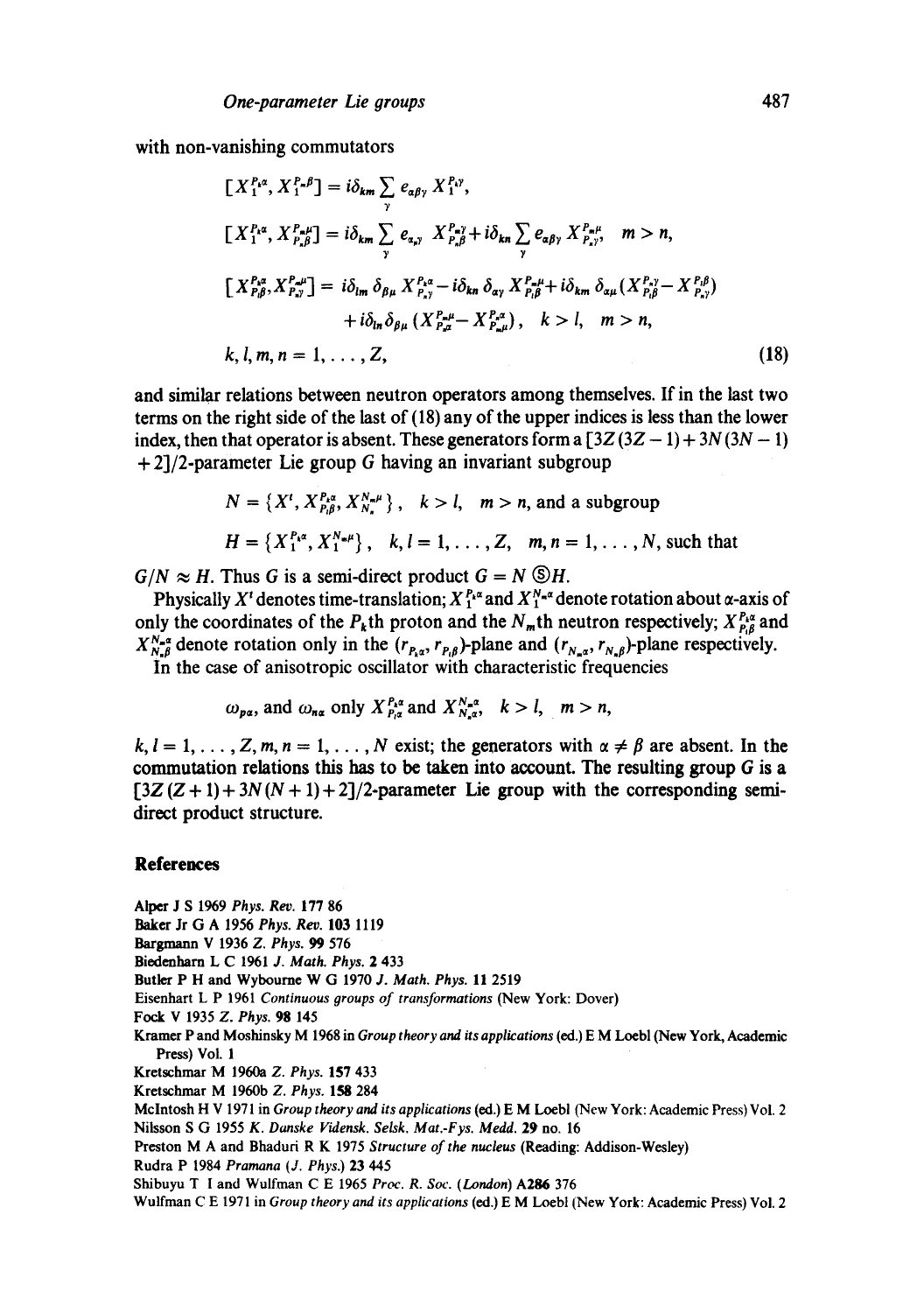with non-vanishing commutators

$$
\begin{aligned}
&[X_1^{P_k\alpha}, X_1^{P_m\beta}] = i\delta_{km} \sum_\gamma e_{\alpha\beta\gamma} X_1^{P_k\gamma}, \\
&[X_1^{P_k\alpha}, X_{P_n\beta}^{P_m\mu}] = i\delta_{km} \sum_\gamma e_{\alpha_\mu\gamma} X_{P_n\beta}^{P_m\gamma} + i\delta_{kn} \sum_\gamma e_{\alpha\beta\gamma} X_{P_n\gamma}^{P_m\mu}, \quad m > n, \\
&[X_{P_l\beta}^{P_k\alpha}, X_{P_n\gamma}^{P_m\mu}] = i\delta_{lm}\, \delta_{\beta\mu}\, X_{P_n\gamma}^{P_k\alpha} - i\delta_{kn}\, \delta_{\alpha\gamma}\, X_{P_l\beta}^{P_m\mu} + i\delta_{km}\, \delta_{\alpha\mu} (X_{P_l\beta}^{P_n\gamma} - X_{P_n\gamma}^{P_l\beta}) \\
&\qquad + i\delta_{ln} \delta_{\beta\mu} (X_{P_k\alpha}^{P_m\mu} - X_{P_m\mu}^{P_k\alpha}), \quad k > l, \quad m > n, \\
&k, l, m, n = 1, \ldots, Z,
\end{aligned}
\tag{18}
$$

and similar relations between neutron operators among themselves. If in the last two terms on the right side of the last of (18) any of the upper indices is less than the lower index, then that operator is absent. These generators form a $[3Z(3Z-1) + 3N(3N-1) + 2]/2$-parameter Lie group $G$ having an invariant subgroup

$$
N = \{X^t, X_{P_l\beta}^{P_k\alpha}, X_{N_n}^{N_m\mu}\}, \quad k > l, \quad m > n, \text{ and a subgroup}
$$

$$
H = \{X_1^{P_k\alpha}, X_1^{N_m\mu}\}, \quad k, l = 1, \ldots, Z, \quad m, n = 1, \ldots, N, \text{ such that}
$$

$G/N \approx H$. Thus $G$ is a semi-direct product $G = N \circledS H$.

Physically $X^t$ denotes time-translation; $X_1^{P_k\alpha}$ and $X_1^{N_m\alpha}$ denote rotation about $\alpha$-axis of only the coordinates of the $P_k$th proton and the $N_m$th neutron respectively; $X_{P_l\beta}^{P_k\alpha}$ and $X_{N_n\beta}^{N_m\alpha}$ denote rotation only in the $(r_{P_k\alpha}, r_{P_l\beta})$-plane and $(r_{N_m\alpha}, r_{N_n\beta})$-plane respectively.

In the case of anisotropic oscillator with characteristic frequencies

$$
\omega_{p\alpha}, \text{ and } \omega_{n\alpha} \text{ only } X_{P_l\alpha}^{P_k\alpha} \text{ and } X_{N_n\alpha}^{N_m\alpha}, \quad k > l, \quad m > n,
$$

$k, l = 1, \ldots, Z, m, n = 1, \ldots, N$ exist; the generators with $\alpha \neq \beta$ are absent. In the commutation relations this has to be taken into account. The resulting group $G$ is a $[3Z(Z+1) + 3N(N+1) + 2]/2$-parameter Lie group with the corresponding semi-direct product structure.

## References

Alper J S 1969 *Phys. Rev.* **177** 86

Baker Jr G A 1956 *Phys. Rev.* **103** 1119

Bargmann V 1936 *Z. Phys.* **99** 576

Biedenharn L C 1961 *J. Math. Phys.* **2** 433

Butler P H and Wybourne W G 1970 *J. Math. Phys.* **11** 2519

Eisenhart L P 1961 *Continuous groups of transformations* (New York: Dover)

Fock V 1935 *Z. Phys.* **98** 145

Kramer P and Moshinsky M 1968 in *Group theory and its applications* (ed.) E M Loebl (New York, Academic Press) Vol. 1

Kretschmar M 1960a *Z. Phys.* **157** 433

Kretschmar M 1960b *Z. Phys.* **158** 284

McIntosh H V 1971 in *Group theory and its applications* (ed.) E M Loebl (New York: Academic Press) Vol. 2

Nilsson S G 1955 *K. Danske Vidensk. Selsk. Mat.-Fys. Medd.* **29** no. 16

Preston M A and Bhaduri R K 1975 *Structure of the nucleus* (Reading: Addison-Wesley)

Rudra P 1984 *Pramana (J. Phys.)* **23** 445

Shibuyu T I and Wulfman C E 1965 *Proc. R. Soc. (London)* **A286** 376

Wulfman C E 1971 in *Group theory and its applications* (ed.) E M Loebl (New York: Academic Press) Vol. 2